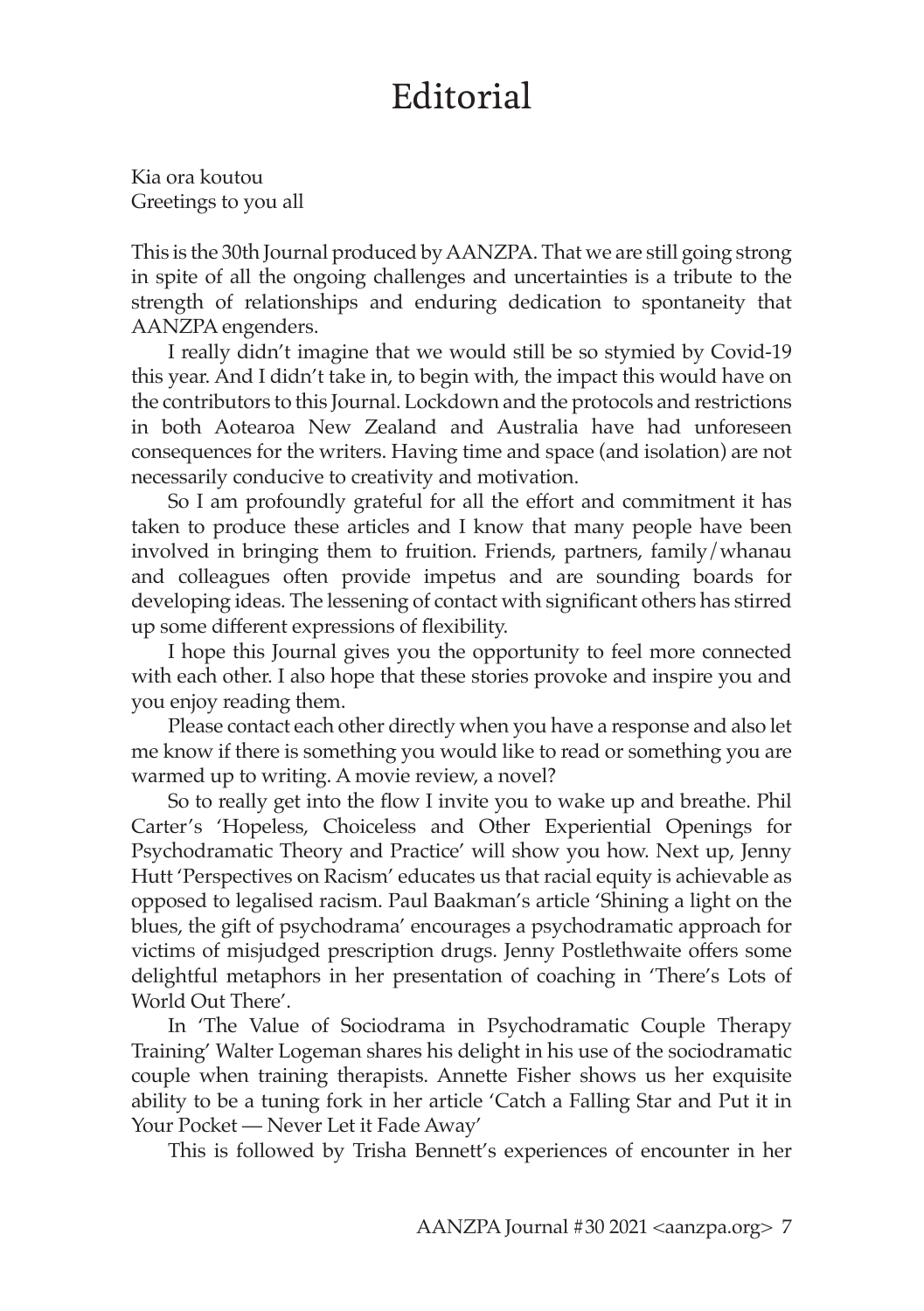# Editorial

Kia ora koutou
Greetings to you all

This is the 30th Journal produced by AANZPA. That we are still going strong in spite of all the ongoing challenges and uncertainties is a tribute to the strength of relationships and enduring dedication to spontaneity that AANZPA engenders.

I really didn't imagine that we would still be so stymied by Covid-19 this year. And I didn't take in, to begin with, the impact this would have on the contributors to this Journal. Lockdown and the protocols and restrictions in both Aotearoa New Zealand and Australia have had unforeseen consequences for the writers. Having time and space (and isolation) are not necessarily conducive to creativity and motivation.

So I am profoundly grateful for all the effort and commitment it has taken to produce these articles and I know that many people have been involved in bringing them to fruition. Friends, partners, family/whanau and colleagues often provide impetus and are sounding boards for developing ideas. The lessening of contact with significant others has stirred up some different expressions of flexibility.

I hope this Journal gives you the opportunity to feel more connected with each other. I also hope that these stories provoke and inspire you and you enjoy reading them.

Please contact each other directly when you have a response and also let me know if there is something you would like to read or something you are warmed up to writing. A movie review, a novel?

So to really get into the flow I invite you to wake up and breathe. Phil Carter's 'Hopeless, Choiceless and Other Experiential Openings for Psychodramatic Theory and Practice' will show you how. Next up, Jenny Hutt 'Perspectives on Racism' educates us that racial equity is achievable as opposed to legalised racism. Paul Baakman's article 'Shining a light on the blues, the gift of psychodrama' encourages a psychodramatic approach for victims of misjudged prescription drugs. Jenny Postlethwaite offers some delightful metaphors in her presentation of coaching in 'There's Lots of World Out There'.

In 'The Value of Sociodrama in Psychodramatic Couple Therapy Training' Walter Logeman shares his delight in his use of the sociodramatic couple when training therapists. Annette Fisher shows us her exquisite ability to be a tuning fork in her article 'Catch a Falling Star and Put it in Your Pocket — Never Let it Fade Away'

This is followed by Trisha Bennett's experiences of encounter in her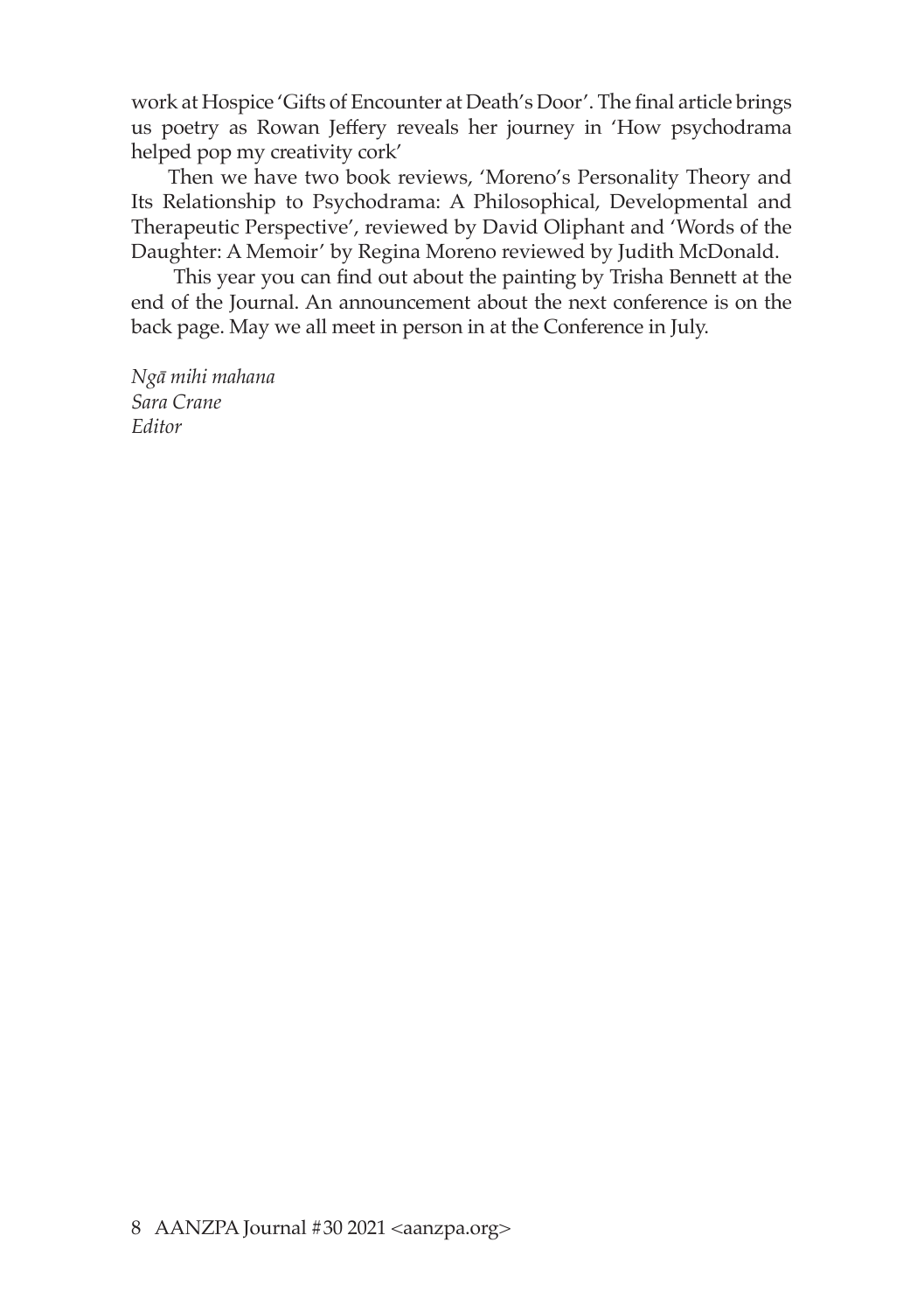work at Hospice 'Gifts of Encounter at Death's Door'. The final article brings us poetry as Rowan Jeffery reveals her journey in 'How psychodrama helped pop my creativity cork'

Then we have two book reviews, 'Moreno's Personality Theory and Its Relationship to Psychodrama: A Philosophical, Developmental and Therapeutic Perspective', reviewed by David Oliphant and 'Words of the Daughter: A Memoir' by Regina Moreno reviewed by Judith McDonald.

This year you can find out about the painting by Trisha Bennett at the end of the Journal. An announcement about the next conference is on the back page. May we all meet in person in at the Conference in July.

*Ngā mihi mahana*
*Sara Crane*
*Editor*